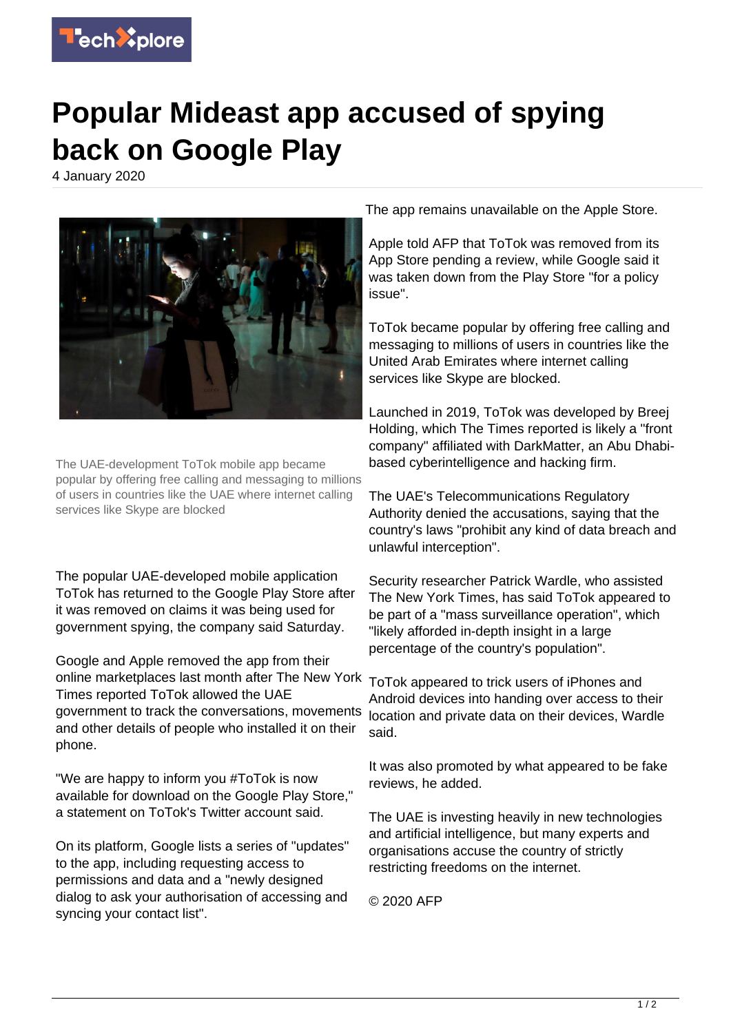# Popular Mideast app accused of spying back on Google Play

4 January 2020

The UAE-development ToTok mobile app became popular by offering free calling and messaging to millions of users in countries like the UAE where internet calling services like Skype are blocked

The popular UAE-developed mobile application ToTok has returned to the Google Play Store after it was removed on claims it was being used for government spying, the company said Saturday.

Google and Apple removed the app from their online marketplaces last month after The New York Times reported ToTok allowed the UAE government to track the conversations, movements and other details of people who installed it on their phone.

"We are happy to inform you #ToTok is now available for download on the Google Play Store," a statement on ToTok's Twitter account said.

On its platform, Google lists a series of "updates" to the app, including requesting access to permissions and data and a "newly designed dialog to ask your authorisation of accessing and syncing your contact list".

The app remains unavailable on the Apple Store.

Apple told AFP that ToTok was removed from its App Store pending a review, while Google said it was taken down from the Play Store "for a policy issue".

ToTok became popular by offering free calling and messaging to millions of users in countries like the United Arab Emirates where internet calling services like Skype are blocked.

Launched in 2019, ToTok was developed by Breej Holding, which The Times reported is likely a "front company" affiliated with DarkMatter, an Abu Dhabi-based cyberintelligence and hacking firm.

The UAE's Telecommunications Regulatory Authority denied the accusations, saying that the country's laws "prohibit any kind of data breach and unlawful interception".

Security researcher Patrick Wardle, who assisted The New York Times, has said ToTok appeared to be part of a "mass surveillance operation", which "likely afforded in-depth insight in a large percentage of the country's population".

ToTok appeared to trick users of iPhones and Android devices into handing over access to their location and private data on their devices, Wardle said.

It was also promoted by what appeared to be fake reviews, he added.

The UAE is investing heavily in new technologies and artificial intelligence, but many experts and organisations accuse the country of strictly restricting freedoms on the internet.

© 2020 AFP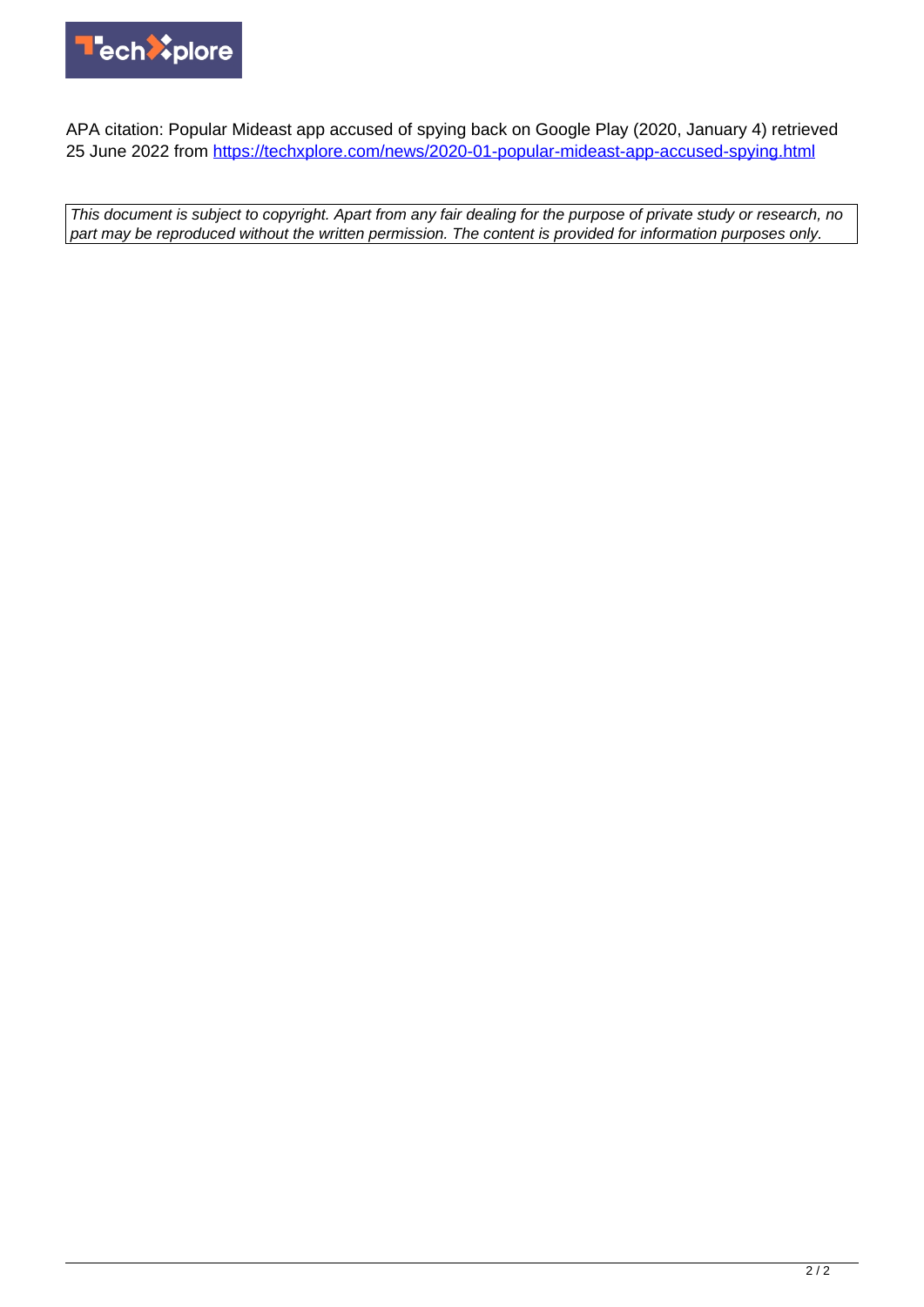APA citation: Popular Mideast app accused of spying back on Google Play (2020, January 4) retrieved 25 June 2022 from https://techxplore.com/news/2020-01-popular-mideast-app-accused-spying.html

*This document is subject to copyright. Apart from any fair dealing for the purpose of private study or research, no part may be reproduced without the written permission. The content is provided for information purposes only.*